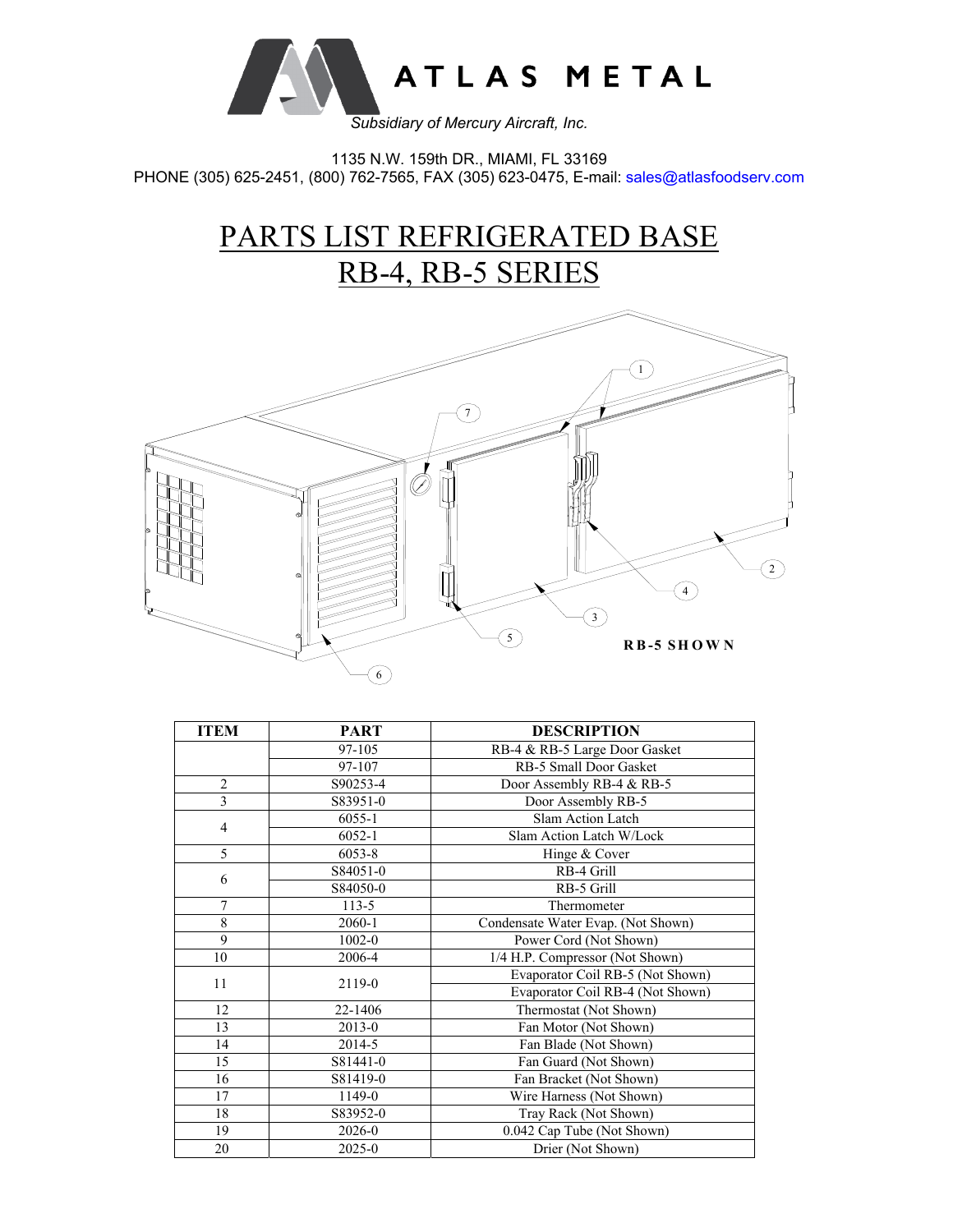ATLAS METAL

*Subsidiary of Mercury Aircraft, Inc.*

1135 N.W. 159th DR., MIAMI, FL 33169
PHONE (305) 625-2451, (800) 762-7565, FAX (305) 623-0475, E-mail: sales@atlasfoodserv.com

# PARTS LIST REFRIGERATED BASE RB-4, RB-5 SERIES

RB-5 SHOWN

| ITEM | PART | DESCRIPTION |
|---|---|---|
| | 97-105 | RB-4 & RB-5 Large Door Gasket |
| | 97-107 | RB-5 Small Door Gasket |
| 2 | S90253-4 | Door Assembly RB-4 & RB-5 |
| 3 | S83951-0 | Door Assembly RB-5 |
| 4 | 6055-1 | Slam Action Latch |
| | 6052-1 | Slam Action Latch W/Lock |
| 5 | 6053-8 | Hinge & Cover |
| 6 | S84051-0 | RB-4 Grill |
| | S84050-0 | RB-5 Grill |
| 7 | 113-5 | Thermometer |
| 8 | 2060-1 | Condensate Water Evap. (Not Shown) |
| 9 | 1002-0 | Power Cord (Not Shown) |
| 10 | 2006-4 | 1/4 H.P. Compressor (Not Shown) |
| 11 | 2119-0 | Evaporator Coil RB-5 (Not Shown) |
| | | Evaporator Coil RB-4 (Not Shown) |
| 12 | 22-1406 | Thermostat (Not Shown) |
| 13 | 2013-0 | Fan Motor (Not Shown) |
| 14 | 2014-5 | Fan Blade (Not Shown) |
| 15 | S81441-0 | Fan Guard (Not Shown) |
| 16 | S81419-0 | Fan Bracket (Not Shown) |
| 17 | 1149-0 | Wire Harness (Not Shown) |
| 18 | S83952-0 | Tray Rack (Not Shown) |
| 19 | 2026-0 | 0.042 Cap Tube (Not Shown) |
| 20 | 2025-0 | Drier (Not Shown) |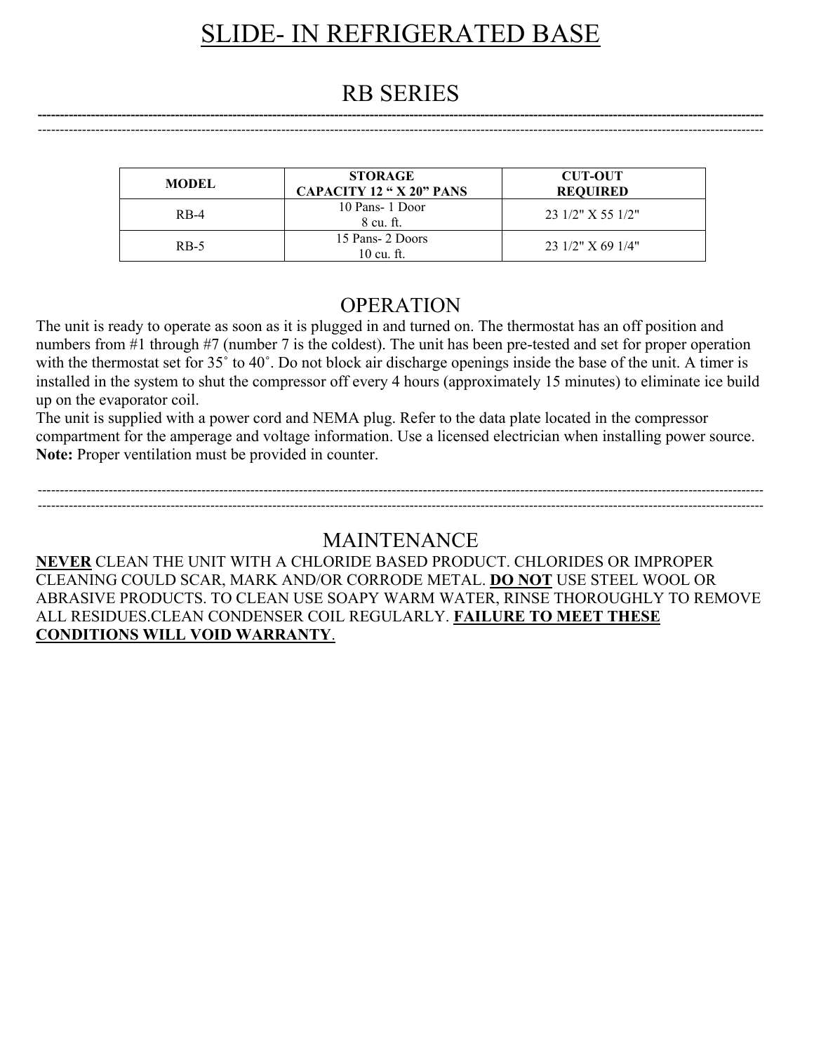# SLIDE- IN REFRIGERATED BASE

## RB SERIES

| MODEL | STORAGE CAPACITY 12 " X 20" PANS | CUT-OUT REQUIRED |
|---|---|---|
| RB-4 | 10 Pans- 1 Door<br>8 cu. ft. | 23 1/2" X 55 1/2" |
| RB-5 | 15 Pans- 2 Doors<br>10 cu. ft. | 23 1/2" X 69 1/4" |

## OPERATION

The unit is ready to operate as soon as it is plugged in and turned on. The thermostat has an off position and numbers from #1 through #7 (number 7 is the coldest). The unit has been pre-tested and set for proper operation with the thermostat set for 35˚ to 40˚. Do not block air discharge openings inside the base of the unit. A timer is installed in the system to shut the compressor off every 4 hours (approximately 15 minutes) to eliminate ice build up on the evaporator coil.

The unit is supplied with a power cord and NEMA plug. Refer to the data plate located in the compressor compartment for the amperage and voltage information. Use a licensed electrician when installing power source.

**Note:** Proper ventilation must be provided in counter.

## MAINTENANCE

**NEVER** CLEAN THE UNIT WITH A CHLORIDE BASED PRODUCT. CHLORIDES OR IMPROPER CLEANING COULD SCAR, MARK AND/OR CORRODE METAL. **DO NOT** USE STEEL WOOL OR ABRASIVE PRODUCTS. TO CLEAN USE SOAPY WARM WATER, RINSE THOROUGHLY TO REMOVE ALL RESIDUES.CLEAN CONDENSER COIL REGULARLY. **FAILURE TO MEET THESE CONDITIONS WILL VOID WARRANTY**.